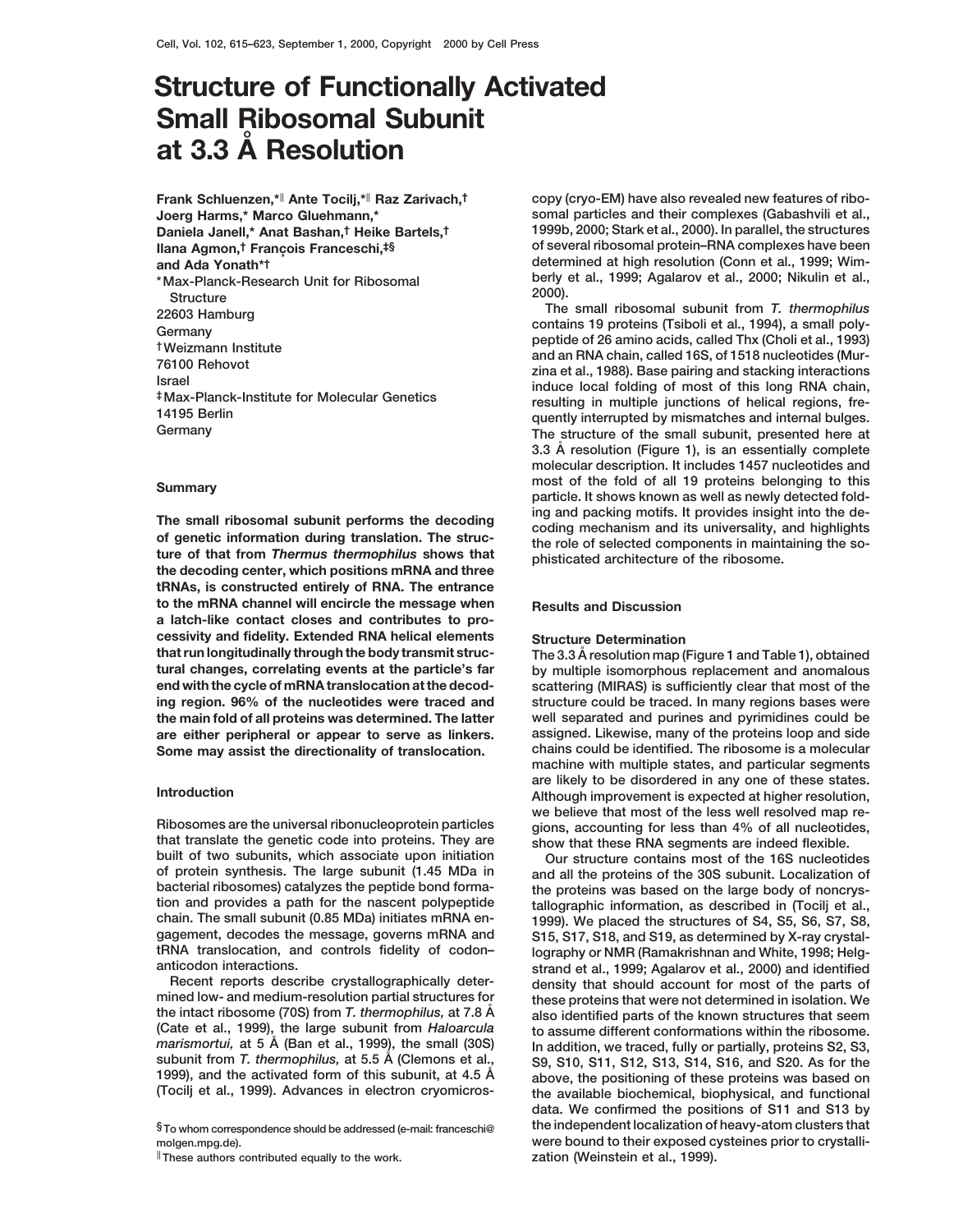# Structure of Functionally Activated Small Ribosomal Subunit at 3.3 Å Resolution

Frank Schluenzen,*‖ Ante Tocilj,*‖ Raz Zarivach,† Joerg Harms,* Marco Gluehmann,* Daniela Janell,* Anat Bashan,† Heike Bartels,† Ilana Agmon,† François Franceschi,‡§ and Ada Yonath*†

*Max-Planck-Research Unit for Ribosomal Structure
22603 Hamburg
Germany

†Weizmann Institute
76100 Rehovot
Israel

‡Max-Planck-Institute for Molecular Genetics
14195 Berlin
Germany

## Summary

**The small ribosomal subunit performs the decoding of genetic information during translation. The structure of that from *Thermus thermophilus* shows that the decoding center, which positions mRNA and three tRNAs, is constructed entirely of RNA. The entrance to the mRNA channel will encircle the message when a latch-like contact closes and contributes to processivity and fidelity. Extended RNA helical elements that run longitudinally through the body transmit structural changes, correlating events at the particle's far end with the cycle of mRNA translocation at the decoding region. 96% of the nucleotides were traced and the main fold of all proteins was determined. The latter are either peripheral or appear to serve as linkers. Some may assist the directionality of translocation.**

## Introduction

Ribosomes are the universal ribonucleoprotein particles that translate the genetic code into proteins. They are built of two subunits, which associate upon initiation of protein synthesis. The large subunit (1.45 MDa in bacterial ribosomes) catalyzes the peptide bond formation and provides a path for the nascent polypeptide chain. The small subunit (0.85 MDa) initiates mRNA engagement, decodes the message, governs mRNA and tRNA translocation, and controls fidelity of codon–anticodon interactions.

Recent reports describe crystallographically determined low- and medium-resolution partial structures for the intact ribosome (70S) from *T. thermophilus,* at 7.8 Å (Cate et al., 1999), the large subunit from *Haloarcula marismortui,* at 5 Å (Ban et al., 1999), the small (30S) subunit from *T. thermophilus,* at 5.5 Å (Clemons et al., 1999), and the activated form of this subunit, at 4.5 Å (Tocilj et al., 1999). Advances in electron cryomicroscopy (cryo-EM) have also revealed new features of ribosomal particles and their complexes (Gabashvili et al., 1999b, 2000; Stark et al., 2000). In parallel, the structures of several ribosomal protein–RNA complexes have been determined at high resolution (Conn et al., 1999; Wimberly et al., 1999; Agalarov et al., 2000; Nikulin et al., 2000).

The small ribosomal subunit from *T. thermophilus* contains 19 proteins (Tsiboli et al., 1994), a small polypeptide of 26 amino acids, called Thx (Choli et al., 1993) and an RNA chain, called 16S, of 1518 nucleotides (Murzina et al., 1988). Base pairing and stacking interactions induce local folding of most of this long RNA chain, resulting in multiple junctions of helical regions, frequently interrupted by mismatches and internal bulges. The structure of the small subunit, presented here at 3.3 Å resolution (Figure 1), is an essentially complete molecular description. It includes 1457 nucleotides and most of the fold of all 19 proteins belonging to this particle. It shows known as well as newly detected folding and packing motifs. It provides insight into the decoding mechanism and its universality, and highlights the role of selected components in maintaining the sophisticated architecture of the ribosome.

## Results and Discussion

### Structure Determination

The 3.3 Å resolution map (Figure 1 and Table 1), obtained by multiple isomorphous replacement and anomalous scattering (MIRAS) is sufficiently clear that most of the structure could be traced. In many regions bases were well separated and purines and pyrimidines could be assigned. Likewise, many of the proteins loop and side chains could be identified. The ribosome is a molecular machine with multiple states, and particular segments are likely to be disordered in any one of these states. Although improvement is expected at higher resolution, we believe that most of the less well resolved map regions, accounting for less than 4% of all nucleotides, show that these RNA segments are indeed flexible.

Our structure contains most of the 16S nucleotides and all the proteins of the 30S subunit. Localization of the proteins was based on the large body of noncrystallographic information, as described in (Tocilj et al., 1999). We placed the structures of S4, S5, S6, S7, S8, S15, S17, S18, and S19, as determined by X-ray crystallography or NMR (Ramakrishnan and White, 1998; Helgstrand et al., 1999; Agalarov et al., 2000) and identified density that should account for most of the parts of these proteins that were not determined in isolation. We also identified parts of the known structures that seem to assume different conformations within the ribosome. In addition, we traced, fully or partially, proteins S2, S3, S9, S10, S11, S12, S13, S14, S16, and S20. As for the above, the positioning of these proteins was based on the available biochemical, biophysical, and functional data. We confirmed the positions of S11 and S13 by the independent localization of heavy-atom clusters that were bound to their exposed cysteines prior to crystallization (Weinstein et al., 1999).

§To whom correspondence should be addressed (e-mail: franceschi@molgen.mpg.de).

‖These authors contributed equally to the work.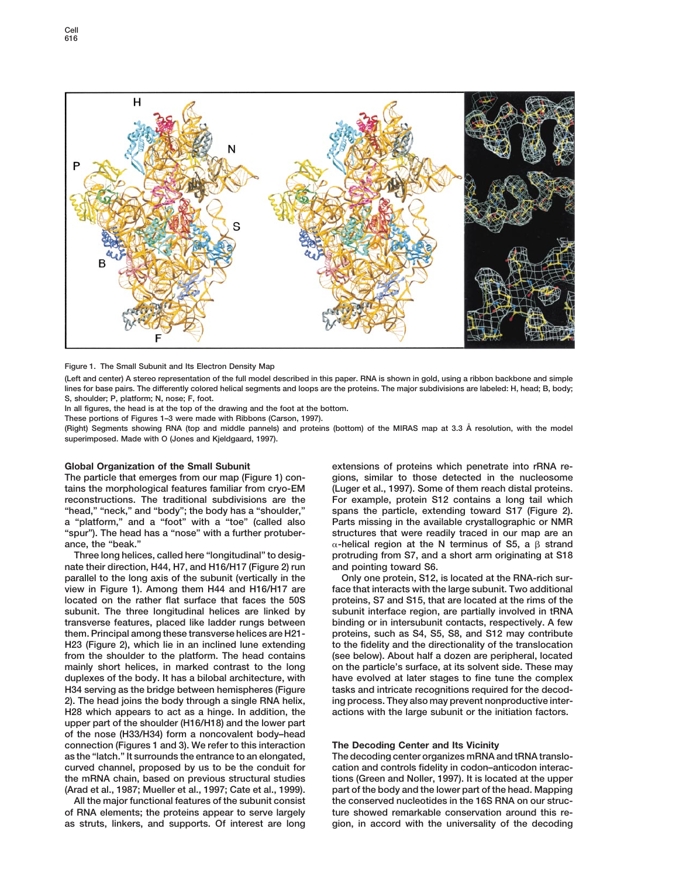Figure 1. The Small Subunit and Its Electron Density Map

(Left and center) A stereo representation of the full model described in this paper. RNA is shown in gold, using a ribbon backbone and simple lines for base pairs. The differently colored helical segments and loops are the proteins. The major subdivisions are labeled: H, head; B, body; S, shoulder; P, platform; N, nose; F, foot.

In all figures, the head is at the top of the drawing and the foot at the bottom.

These portions of Figures 1–3 were made with Ribbons (Carson, 1997).

(Right) Segments showing RNA (top and middle pannels) and proteins (bottom) of the MIRAS map at 3.3 Å resolution, with the model superimposed. Made with O (Jones and Kjeldgaard, 1997).

## Global Organization of the Small Subunit

The particle that emerges from our map (Figure 1) contains the morphological features familiar from cryo-EM reconstructions. The traditional subdivisions are the "head," "neck," and "body"; the body has a "shoulder," a "platform," and a "foot" with a "toe" (called also "spur"). The head has a "nose" with a further protuberance, the "beak."

Three long helices, called here "longitudinal" to designate their direction, H44, H7, and H16/H17 (Figure 2) run parallel to the long axis of the subunit (vertically in the view in Figure 1). Among them H44 and H16/H17 are located on the rather flat surface that faces the 50S subunit. The three longitudinal helices are linked by transverse features, placed like ladder rungs between them. Principal among these transverse helices are H21-H23 (Figure 2), which lie in an inclined lune extending from the shoulder to the platform. The head contains mainly short helices, in marked contrast to the long duplexes of the body. It has a bilobal architecture, with H34 serving as the bridge between hemispheres (Figure 2). The head joins the body through a single RNA helix, H28 which appears to act as a hinge. In addition, the upper part of the shoulder (H16/H18) and the lower part of the nose (H33/H34) form a noncovalent body–head connection (Figures 1 and 3). We refer to this interaction as the "latch." It surrounds the entrance to an elongated, curved channel, proposed by us to be the conduit for the mRNA chain, based on previous structural studies (Arad et al., 1987; Mueller et al., 1997; Cate et al., 1999).

All the major functional features of the subunit consist of RNA elements; the proteins appear to serve largely as struts, linkers, and supports. Of interest are long extensions of proteins which penetrate into rRNA regions, similar to those detected in the nucleosome (Luger et al., 1997). Some of them reach distal proteins. For example, protein S12 contains a long tail which spans the particle, extending toward S17 (Figure 2). Parts missing in the available crystallographic or NMR structures that were readily traced in our map are an α-helical region at the N terminus of S5, a β strand protruding from S7, and a short arm originating at S18 and pointing toward S6.

Only one protein, S12, is located at the RNA-rich surface that interacts with the large subunit. Two additional proteins, S7 and S15, that are located at the rims of the subunit interface region, are partially involved in tRNA binding or in intersubunit contacts, respectively. A few proteins, such as S4, S5, S8, and S12 may contribute to the fidelity and the directionality of the translocation (see below). About half a dozen are peripheral, located on the particle's surface, at its solvent side. These may have evolved at later stages to fine tune the complex tasks and intricate recognitions required for the decoding process. They also may prevent nonproductive interactions with the large subunit or the initiation factors.

## The Decoding Center and Its Vicinity

The decoding center organizes mRNA and tRNA translocation and controls fidelity in codon–anticodon interactions (Green and Noller, 1997). It is located at the upper part of the body and the lower part of the head. Mapping the conserved nucleotides in the 16S RNA on our structure showed remarkable conservation around this region, in accord with the universality of the decoding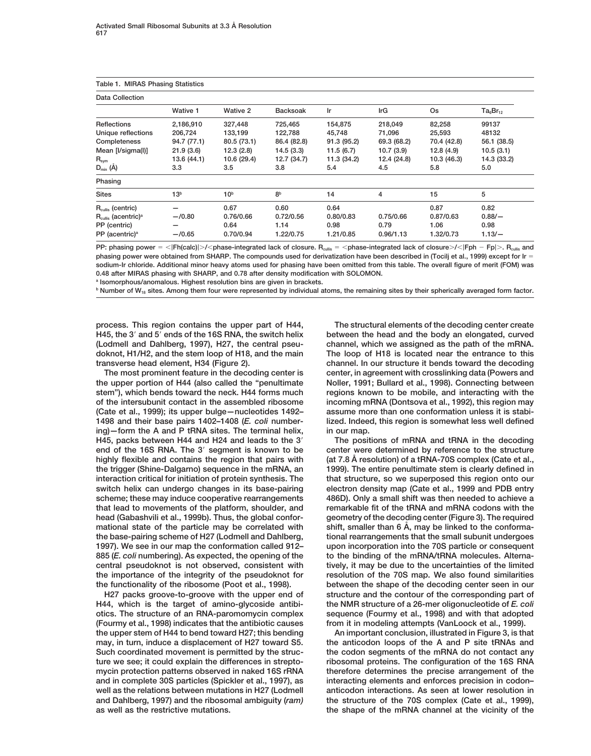**Table 1. MIRAS Phasing Statistics**

| Data Collection | | | | | | | |
|---|---|---|---|---|---|---|---|
| | Wative 1 | Wative 2 | Backsoak | Ir | IrG | Os | $Ta_6Br_{12}$ |
| Reflections | 2,186,910 | 327,448 | 725,465 | 154,875 | 218,049 | 82,258 | 99137 |
| Unique reflections | 206,724 | 133,199 | 122,788 | 45,748 | 71,096 | 25,593 | 48132 |
| Completeness | 94.7 (77.1) | 80.5 (73.1) | 86.4 (82.8) | 91.3 (95.2) | 69.3 (68.2) | 70.4 (42.8) | 56.1 (38.5) |
| Mean [I/sigma(I)] | 21.9 (3.6) | 12.3 (2.8) | 14.5 (3.3) | 11.5 (6.7) | 10.7 (3.9) | 12.8 (4.9) | 10.5 (3.1) |
| $R_{sym}$ | 13.6 (44.1) | 10.6 (29.4) | 12.7 (34.7) | 11.3 (34.2) | 12.4 (24.8) | 10.3 (46.3) | 14.3 (33.2) |
| $D_{min}$ (Å) | 3.3 | 3.5 | 3.8 | 5.4 | 4.5 | 5.8 | 5.0 |
| **Phasing** | | | | | | | |
| Sites | 13[b] | 10[b] | 8[b] | 14 | 4 | 15 | 5 |
| $R_{cullis}$ (centric) | — | 0.67 | 0.60 | 0.64 | | 0.87 | 0.82 |
| $R_{cullis}$ (acentric)[a] | —/0.80 | 0.76/0.66 | 0.72/0.56 | 0.80/0.83 | 0.75/0.66 | 0.87/0.63 | 0.88/— |
| PP (centric) | — | 0.64 | 1.14 | 0.98 | 0.79 | 1.06 | 0.98 |
| PP (acentric)[a] | —/0.65 | 0.70/0.94 | 1.22/0.75 | 1.21/0.85 | 0.96/1.13 | 1.32/0.73 | 1.13/— |

PP: phasing power = <|Fh(calc)|>/<phase-integrated lack of closure. $R_{cullis}$ = <phase-integrated lack of closure>/<|Fph − Fp|>. $R_{cullis}$ and phasing power were obtained from SHARP. The compounds used for derivatization have been described in (Tocilj et al., 1999) except for Ir = sodium-Ir chloride. Additional minor heavy atoms used for phasing have been omitted from this table. The overall figure of merit (FOM) was 0.48 after MIRAS phasing with SHARP, and 0.78 after density modification with SOLOMON.

[a] Isomorphous/anomalous. Highest resolution bins are given in brackets.

[b] Number of $W_{18}$ sites. Among them four were represented by individual atoms, the remaining sites by their spherically averaged form factor.

process. This region contains the upper part of H44, H45, the 3′ and 5′ ends of the 16S RNA, the switch helix (Lodmell and Dahlberg, 1997), H27, the central pseudoknot, H1/H2, and the stem loop of H18, and the main transverse head element, H34 (Figure 2).

The most prominent feature in the decoding center is the upper portion of H44 (also called the "penultimate stem"), which bends toward the neck. H44 forms much of the intersubunit contact in the assembled ribosome (Cate et al., 1999); its upper bulge—nucleotides 1492–1498 and their base pairs 1402–1408 (*E. coli* numbering)—form the A and P tRNA sites. The terminal helix, H45, packs between H44 and H24 and leads to the 3′ end of the 16S RNA. The 3′ segment is known to be highly flexible and contains the region that pairs with the trigger (Shine-Dalgarno) sequence in the mRNA, an interaction critical for initiation of protein synthesis. The switch helix can undergo changes in its base-pairing scheme; these may induce cooperative rearrangements that lead to movements of the platform, shoulder, and head (Gabashvili et al., 1999b). Thus, the global conformational state of the particle may be correlated with the base-pairing scheme of H27 (Lodmell and Dahlberg, 1997). We see in our map the conformation called 912–885 (*E. coli* numbering). As expected, the opening of the central pseudoknot is not observed, consistent with the importance of the integrity of the pseudoknot for the functionality of the ribosome (Poot et al., 1998).

H27 packs groove-to-groove with the upper end of H44, which is the target of amino-glycoside antibiotics. The structure of an RNA-paromomycin complex (Fourmy et al., 1998) indicates that the antibiotic causes the upper stem of H44 to bend toward H27; this bending may, in turn, induce a displacement of H27 toward S5. Such coordinated movement is permitted by the structure we see; it could explain the differences in streptomycin protection patterns observed in naked 16S rRNA and in complete 30S particles (Spickler et al., 1997), as well as the relations between mutations in H27 (Lodmell and Dahlberg, 1997) and the ribosomal ambiguity (*ram*) as well as the restrictive mutations.

The structural elements of the decoding center create between the head and the body an elongated, curved channel, which we assigned as the path of the mRNA. The loop of H18 is located near the entrance to this channel. In our structure it bends toward the decoding center, in agreement with crosslinking data (Powers and Noller, 1991; Bullard et al., 1998). Connecting between regions known to be mobile, and interacting with the incoming mRNA (Dontsova et al., 1992), this region may assume more than one conformation unless it is stabilized. Indeed, this region is somewhat less well defined in our map.

The positions of mRNA and tRNA in the decoding center were determined by reference to the structure (at 7.8 Å resolution) of a tRNA-70S complex (Cate et al., 1999). The entire penultimate stem is clearly defined in that structure, so we superposed this region onto our electron density map (Cate et al., 1999 and PDB entry 486D). Only a small shift was then needed to achieve a remarkable fit of the tRNA and mRNA codons with the geometry of the decoding center (Figure 3). The required shift, smaller than 6 Å, may be linked to the conformational rearrangements that the small subunit undergoes upon incorporation into the 70S particle or consequent to the binding of the mRNA/tRNA molecules. Alternatively, it may be due to the uncertainties of the limited resolution of the 70S map. We also found similarities between the shape of the decoding center seen in our structure and the contour of the corresponding part of the NMR structure of a 26-mer oligonucleotide of *E. coli* sequence (Fourmy et al., 1998) and with that adopted from it in modeling attempts (VanLoock et al., 1999).

An important conclusion, illustrated in Figure 3, is that the anticodon loops of the A and P site tRNAs and the codon segments of the mRNA do not contact any ribosomal proteins. The configuration of the 16S RNA therefore determines the precise arrangement of the interacting elements and enforces precision in codon–anticodon interactions. As seen at lower resolution in the structure of the 70S complex (Cate et al., 1999), the shape of the mRNA channel at the vicinity of the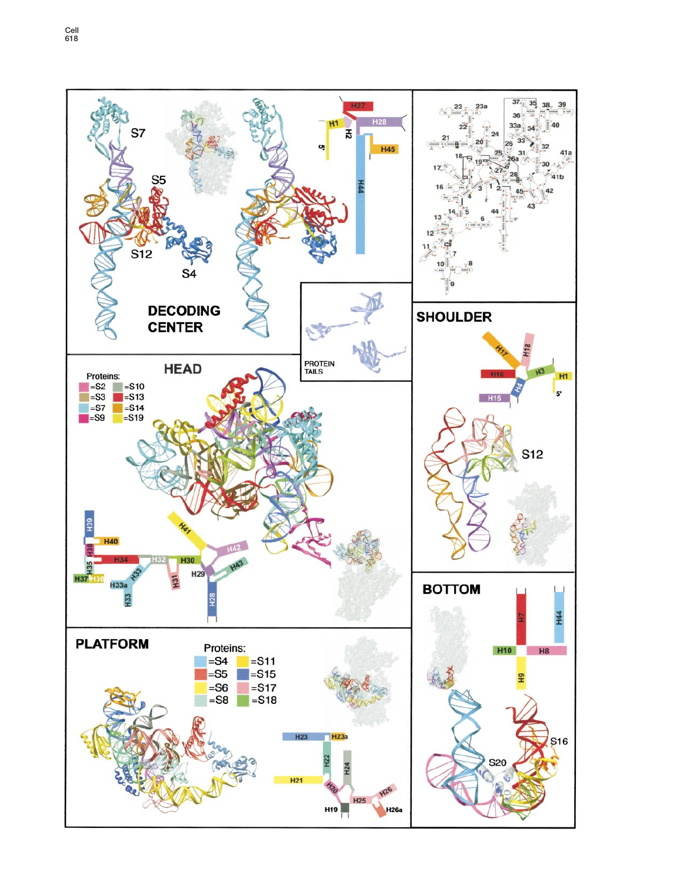DECODING CENTER

S7

S5

S12

S4

H27

H1

H2

H28

5'

H45

H44

PROTEIN TAILS

HEAD

Proteins:

=S2 =S10

=S3 =S13

=S7 =S14

=S9 =S19

H39

H40

H38

H34

H32

H30

H41

H42

H43

H29

H35

H37

H36

H33a

H33

H31

H28

SHOULDER

H17

H18

H16

H3

H1

H4

5'

H15

S12

PLATFORM

Proteins:

=S4 =S11

=S5 =S15

=S6 =S17

=S8 =S18

H23

H23a

H22

H24

H21

H20

H25

H26

H19

H26a

BOTTOM

H7

H44

H10

H8

H9

S16

S20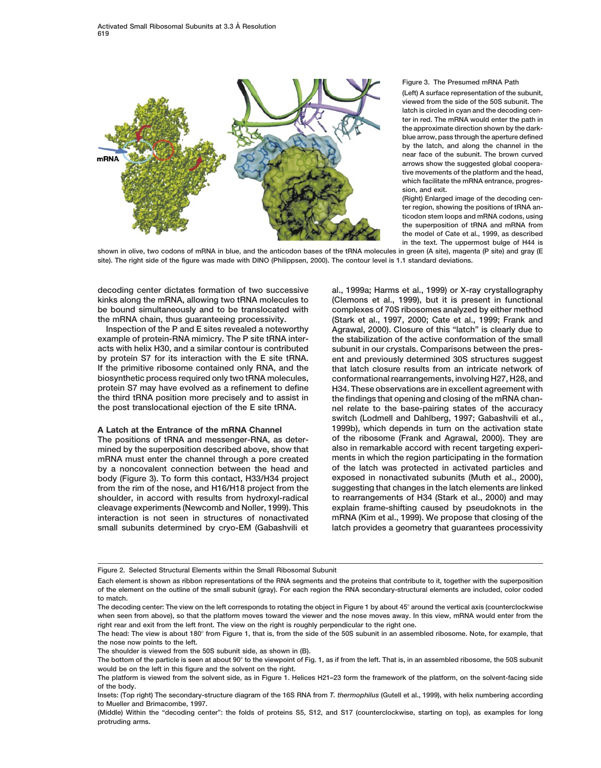Figure 3. The Presumed mRNA Path

(Left) A surface representation of the subunit, viewed from the side of the 50S subunit. The latch is circled in cyan and the decoding center in red. The mRNA would enter the path in the approximate direction shown by the dark-blue arrow, pass through the aperture defined by the latch, and along the channel in the near face of the subunit. The brown curved arrows show the suggested global cooperative movements of the platform and the head, which facilitate the mRNA entrance, progression, and exit.

(Right) Enlarged image of the decoding center region, showing the positions of tRNA anticodon stem loops and mRNA codons, using the superposition of tRNA and mRNA from the model of Cate et al., 1999, as described in the text. The uppermost bulge of H44 is shown in olive, two codons of mRNA in blue, and the anticodon bases of the tRNA molecules in green (A site), magenta (P site) and gray (E site). The right side of the figure was made with DINO (Philippsen, 2000). The contour level is 1.1 standard deviations.

decoding center dictates formation of two successive kinks along the mRNA, allowing two tRNA molecules to be bound simultaneously and to be translocated with the mRNA chain, thus guaranteeing processivity.

Inspection of the P and E sites revealed a noteworthy example of protein-RNA mimicry. The P site tRNA interacts with helix H30, and a similar contour is contributed by protein S7 for its interaction with the E site tRNA. If the primitive ribosome contained only RNA, and the biosynthetic process required only two tRNA molecules, protein S7 may have evolved as a refinement to define the third tRNA position more precisely and to assist in the post translocational ejection of the E site tRNA.

### A Latch at the Entrance of the mRNA Channel

The positions of tRNA and messenger-RNA, as determined by the superposition described above, show that mRNA must enter the channel through a pore created by a noncovalent connection between the head and body (Figure 3). To form this contact, H33/H34 project from the rim of the nose, and H16/H18 project from the shoulder, in accord with results from hydroxyl-radical cleavage experiments (Newcomb and Noller, 1999). This interaction is not seen in structures of nonactivated small subunits determined by cryo-EM (Gabashvili et al., 1999a; Harms et al., 1999) or X-ray crystallography (Clemons et al., 1999), but it is present in functional complexes of 70S ribosomes analyzed by either method (Stark et al., 1997, 2000; Cate et al., 1999; Frank and Agrawal, 2000). Closure of this "latch" is clearly due to the stabilization of the active conformation of the small subunit in our crystals. Comparisons between the present and previously determined 30S structures suggest that latch closure results from an intricate network of conformational rearrangements, involving H27, H28, and H34. These observations are in excellent agreement with the findings that opening and closing of the mRNA channel relate to the base-pairing states of the accuracy switch (Lodmell and Dahlberg, 1997; Gabashvili et al., 1999b), which depends in turn on the activation state of the ribosome (Frank and Agrawal, 2000). They are also in remarkable accord with recent targeting experiments in which the region participating in the formation of the latch was protected in activated particles and exposed in nonactivated subunits (Muth et al., 2000), suggesting that changes in the latch elements are linked to rearrangements of H34 (Stark et al., 2000) and may explain frame-shifting caused by pseudoknots in the mRNA (Kim et al., 1999). We propose that closing of the latch provides a geometry that guarantees processivity

Figure 2. Selected Structural Elements within the Small Ribosomal Subunit

Each element is shown as ribbon representations of the RNA segments and the proteins that contribute to it, together with the superposition of the element on the outline of the small subunit (gray). For each region the RNA secondary-structural elements are included, color coded to match.

The decoding center: The view on the left corresponds to rotating the object in Figure 1 by about 45° around the vertical axis (counterclockwise when seen from above), so that the platform moves toward the viewer and the nose moves away. In this view, mRNA would enter from the right rear and exit from the left front. The view on the right is roughly perpendicular to the right one.

The head: The view is about 180° from Figure 1, that is, from the side of the 50S subunit in an assembled ribosome. Note, for example, that the nose now points to the left.

The shoulder is viewed from the 50S subunit side, as shown in (B).

The bottom of the particle is seen at about 90° to the viewpoint of Fig. 1, as if from the left. That is, in an assembled ribosome, the 50S subunit would be on the left in this figure and the solvent on the right.

The platform is viewed from the solvent side, as in Figure 1. Helices H21–23 form the framework of the platform, on the solvent-facing side of the body.

Insets: (Top right) The secondary-structure diagram of the 16S RNA from *T. thermophilus* (Gutell et al., 1999), with helix numbering according to Mueller and Brimacombe, 1997.

(Middle) Within the "decoding center": the folds of proteins S5, S12, and S17 (counterclockwise, starting on top), as examples for long protruding arms.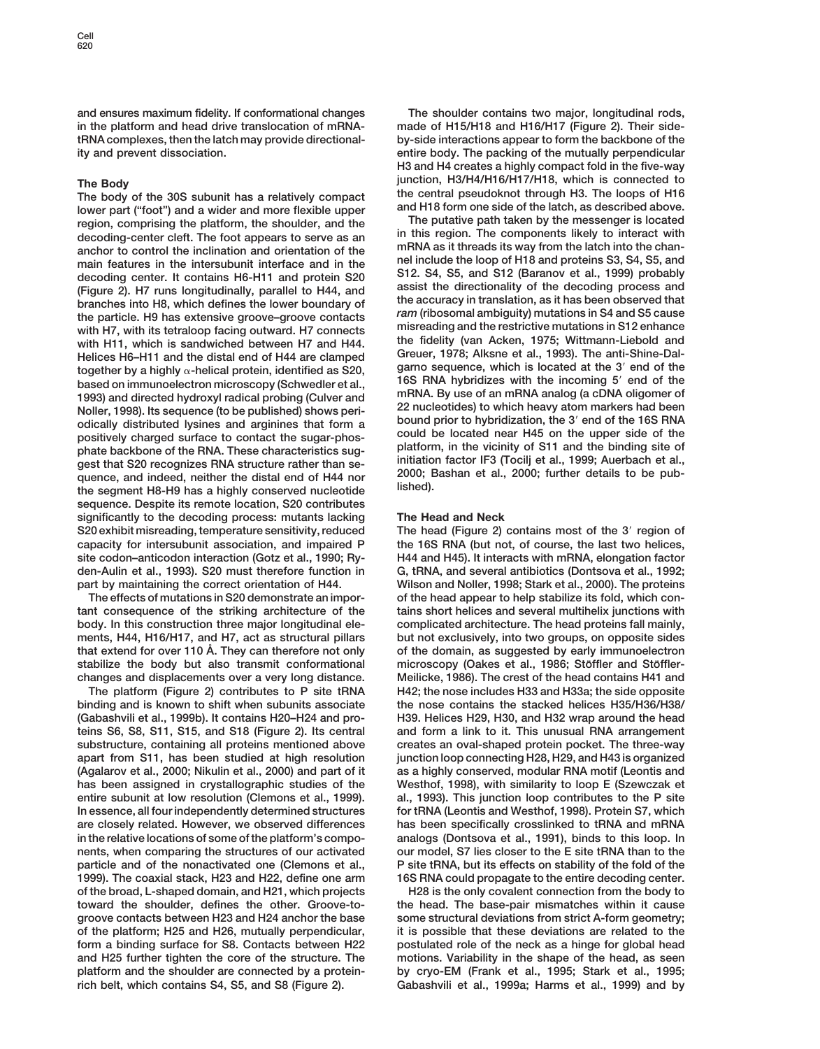and ensures maximum fidelity. If conformational changes in the platform and head drive translocation of mRNA-tRNA complexes, then the latch may provide directionality and prevent dissociation.

## The Body

The body of the 30S subunit has a relatively compact lower part ("foot") and a wider and more flexible upper region, comprising the platform, the shoulder, and the decoding-center cleft. The foot appears to serve as an anchor to control the inclination and orientation of the main features in the intersubunit interface and in the decoding center. It contains H6-H11 and protein S20 (Figure 2). H7 runs longitudinally, parallel to H44, and branches into H8, which defines the lower boundary of the particle. H9 has extensive groove–groove contacts with H7, with its tetraloop facing outward. H7 connects with H11, which is sandwiched between H7 and H44. Helices H6–H11 and the distal end of H44 are clamped together by a highly α-helical protein, identified as S20, based on immunoelectron microscopy (Schwedler et al., 1993) and directed hydroxyl radical probing (Culver and Noller, 1998). Its sequence (to be published) shows periodically distributed lysines and arginines that form a positively charged surface to contact the sugar-phosphate backbone of the RNA. These characteristics suggest that S20 recognizes RNA structure rather than sequence, and indeed, neither the distal end of H44 nor the segment H8-H9 has a highly conserved nucleotide sequence. Despite its remote location, S20 contributes significantly to the decoding process: mutants lacking S20 exhibit misreading, temperature sensitivity, reduced capacity for intersubunit association, and impaired P site codon–anticodon interaction (Gotz et al., 1990; Ryden-Aulin et al., 1993). S20 must therefore function in part by maintaining the correct orientation of H44.

The effects of mutations in S20 demonstrate an important consequence of the striking architecture of the body. In this construction three major longitudinal elements, H44, H16/H17, and H7, act as structural pillars that extend for over 110 Å. They can therefore not only stabilize the body but also transmit conformational changes and displacements over a very long distance.

The platform (Figure 2) contributes to P site tRNA binding and is known to shift when subunits associate (Gabashvili et al., 1999b). It contains H20–H24 and proteins S6, S8, S11, S15, and S18 (Figure 2). Its central substructure, containing all proteins mentioned above apart from S11, has been studied at high resolution (Agalarov et al., 2000; Nikulin et al., 2000) and part of it has been assigned in crystallographic studies of the entire subunit at low resolution (Clemons et al., 1999). In essence, all four independently determined structures are closely related. However, we observed differences in the relative locations of some of the platform's components, when comparing the structures of our activated particle and of the nonactivated one (Clemons et al., 1999). The coaxial stack, H23 and H22, define one arm of the broad, L-shaped domain, and H21, which projects toward the shoulder, defines the other. Groove-to-groove contacts between H23 and H24 anchor the base of the platform; H25 and H26, mutually perpendicular, form a binding surface for S8. Contacts between H22 and H25 further tighten the core of the structure. The platform and the shoulder are connected by a protein-rich belt, which contains S4, S5, and S8 (Figure 2).

The shoulder contains two major, longitudinal rods, made of H15/H18 and H16/H17 (Figure 2). Their side-by-side interactions appear to form the backbone of the entire body. The packing of the mutually perpendicular H3 and H4 creates a highly compact fold in the five-way junction, H3/H4/H16/H17/H18, which is connected to the central pseudoknot through H3. The loops of H16 and H18 form one side of the latch, as described above.

The putative path taken by the messenger is located in this region. The components likely to interact with mRNA as it threads its way from the latch into the channel include the loop of H18 and proteins S3, S4, S5, and S12. S4, S5, and S12 (Baranov et al., 1999) probably assist the directionality of the decoding process and the accuracy in translation, as it has been observed that *ram* (ribosomal ambiguity) mutations in S4 and S5 cause misreading and the restrictive mutations in S12 enhance the fidelity (van Acken, 1975; Wittmann-Liebold and Greuer, 1978; Alksne et al., 1993). The anti-Shine-Dalgarno sequence, which is located at the 3′ end of the 16S RNA hybridizes with the incoming 5′ end of the mRNA. By use of an mRNA analog (a cDNA oligomer of 22 nucleotides) to which heavy atom markers had been bound prior to hybridization, the 3′ end of the 16S RNA could be located near H45 on the upper side of the platform, in the vicinity of S11 and the binding site of initiation factor IF3 (Tocilj et al., 1999; Auerbach et al., 2000; Bashan et al., 2000; further details to be published).

## The Head and Neck

The head (Figure 2) contains most of the 3′ region of the 16S RNA (but not, of course, the last two helices, H44 and H45). It interacts with mRNA, elongation factor G, tRNA, and several antibiotics (Dontsova et al., 1992; Wilson and Noller, 1998; Stark et al., 2000). The proteins of the head appear to help stabilize its fold, which contains short helices and several multihelix junctions with complicated architecture. The head proteins fall mainly, but not exclusively, into two groups, on opposite sides of the domain, as suggested by early immunoelectron microscopy (Oakes et al., 1986; Stöffler and Stöffler-Meilicke, 1986). The crest of the head contains H41 and H42; the nose includes H33 and H33a; the side opposite the nose contains the stacked helices H35/H36/H38/H39. Helices H29, H30, and H32 wrap around the head and form a link to it. This unusual RNA arrangement creates an oval-shaped protein pocket. The three-way junction loop connecting H28, H29, and H43 is organized as a highly conserved, modular RNA motif (Leontis and Westhof, 1998), with similarity to loop E (Szewczak et al., 1993). This junction loop contributes to the P site for tRNA (Leontis and Westhof, 1998). Protein S7, which has been specifically crosslinked to tRNA and mRNA analogs (Dontsova et al., 1991), binds to this loop. In our model, S7 lies closer to the E site tRNA than to the P site tRNA, but its effects on stability of the fold of the 16S RNA could propagate to the entire decoding center.

H28 is the only covalent connection from the body to the head. The base-pair mismatches within it cause some structural deviations from strict A-form geometry; it is possible that these deviations are related to the postulated role of the neck as a hinge for global head motions. Variability in the shape of the head, as seen by cryo-EM (Frank et al., 1995; Stark et al., 1995; Gabashvili et al., 1999a; Harms et al., 1999) and by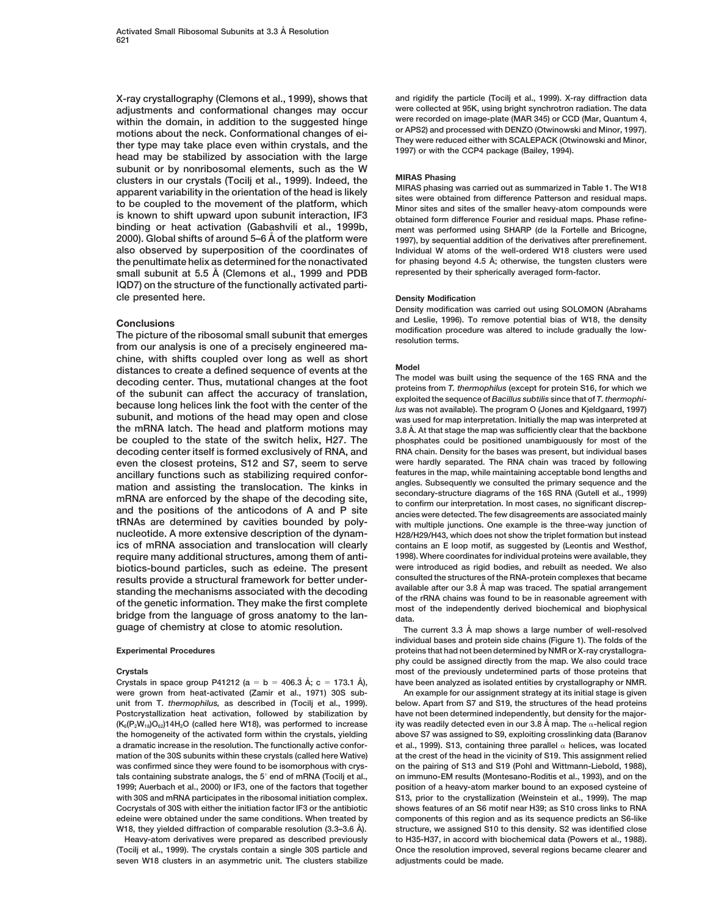X-ray crystallography (Clemons et al., 1999), shows that adjustments and conformational changes may occur within the domain, in addition to the suggested hinge motions about the neck. Conformational changes of either type may take place even within crystals, and the head may be stabilized by association with the large subunit or by nonribosomal elements, such as the W clusters in our crystals (Tocilj et al., 1999). Indeed, the apparent variability in the orientation of the head is likely to be coupled to the movement of the platform, which is known to shift upward upon subunit interaction, IF3 binding or heat activation (Gabashvili et al., 1999b, 2000). Global shifts of around 5–6 Å of the platform were also observed by superposition of the coordinates of the penultimate helix as determined for the nonactivated small subunit at 5.5 Å (Clemons et al., 1999 and PDB IQD7) on the structure of the functionally activated particle presented here.

## Conclusions

The picture of the ribosomal small subunit that emerges from our analysis is one of a precisely engineered machine, with shifts coupled over long as well as short distances to create a defined sequence of events at the decoding center. Thus, mutational changes at the foot of the subunit can affect the accuracy of translation, because long helices link the foot with the center of the subunit, and motions of the head may open and close the mRNA latch. The head and platform motions may be coupled to the state of the switch helix, H27. The decoding center itself is formed exclusively of RNA, and even the closest proteins, S12 and S7, seem to serve ancillary functions such as stabilizing required conformation and assisting the translocation. The kinks in mRNA are enforced by the shape of the decoding site, and the positions of the anticodons of A and P site tRNAs are determined by cavities bounded by polynucleotide. A more extensive description of the dynamics of mRNA association and translocation will clearly require many additional structures, among them of antibiotics-bound particles, such as edeine. The present results provide a structural framework for better understanding the mechanisms associated with the decoding of the genetic information. They make the first complete bridge from the language of gross anatomy to the language of chemistry at close to atomic resolution.

## Experimental Procedures

### Crystals

Crystals in space group P41212 (a = b = 406.3 Å; c = 173.1 Å), were grown from heat-activated (Zamir et al., 1971) 30S subunit from *T. thermophilus,* as described in (Tocilj et al., 1999). Postcrystallization heat activation, followed by stabilization by $(K_6(P_2W_{18})O_{62})14H_2O$ (called here W18), was performed to increase the homogeneity of the activated form within the crystals, yielding a dramatic increase in the resolution. The functionally active conformation of the 30S subunits within these crystals (called here Wative) was confirmed since they were found to be isomorphous with crystals containing substrate analogs, the 5′ end of mRNA (Tocilj et al., 1999; Auerbach et al., 2000) or IF3, one of the factors that together with 30S and mRNA participates in the ribosomal initiation complex. Cocrystals of 30S with either the initiation factor IF3 or the antibiotic edeine were obtained under the same conditions. When treated by W18, they yielded diffraction of comparable resolution (3.3–3.6 Å).

Heavy-atom derivatives were prepared as described previously (Tocilj et al., 1999). The crystals contain a single 30S particle and seven W18 clusters in an asymmetric unit. The clusters stabilize and rigidify the particle (Tocilj et al., 1999). X-ray diffraction data were collected at 95K, using bright synchrotron radiation. The data were recorded on image-plate (MAR 345) or CCD (Mar, Quantum 4, or APS2) and processed with DENZO (Otwinowski and Minor, 1997). They were reduced either with SCALEPACK (Otwinowski and Minor, 1997) or with the CCP4 package (Bailey, 1994).

### MIRAS Phasing

MIRAS phasing was carried out as summarized in Table 1. The W18 sites were obtained from difference Patterson and residual maps. Minor sites and sites of the smaller heavy-atom compounds were obtained form difference Fourier and residual maps. Phase refinement was performed using SHARP (de la Fortelle and Bricogne, 1997), by sequential addition of the derivatives after prerefinement. Individual W atoms of the well-ordered W18 clusters were used for phasing beyond 4.5 Å; otherwise, the tungsten clusters were represented by their spherically averaged form-factor.

### Density Modification

Density modification was carried out using SOLOMON (Abrahams and Leslie, 1996). To remove potential bias of W18, the density modification procedure was altered to include gradually the low-resolution terms.

### Model

The model was built using the sequence of the 16S RNA and the proteins from *T. thermophilus* (except for protein S16, for which we exploited the sequence of *Bacillus subtilis* since that of *T. thermophilus* was not available). The program O (Jones and Kjeldgaard, 1997) was used for map interpretation. Initially the map was interpreted at 3.8 Å. At that stage the map was sufficiently clear that the backbone phosphates could be positioned unambiguously for most of the RNA chain. Density for the bases was present, but individual bases were hardly separated. The RNA chain was traced by following features in the map, while maintaining acceptable bond lengths and angles. Subsequently we consulted the primary sequence and the secondary-structure diagrams of the 16S RNA (Gutell et al., 1999) to confirm our interpretation. In most cases, no significant discrepancies were detected. The few disagreements are associated mainly with multiple junctions. One example is the three-way junction of H28/H29/H43, which does not show the triplet formation but instead contains an E loop motif, as suggested by (Leontis and Westhof, 1998). Where coordinates for individual proteins were available, they were introduced as rigid bodies, and rebuilt as needed. We also consulted the structures of the RNA-protein complexes that became available after our 3.8 Å map was traced. The spatial arrangement of the rRNA chains was found to be in reasonable agreement with most of the independently derived biochemical and biophysical data.

The current 3.3 Å map shows a large number of well-resolved individual bases and protein side chains (Figure 1). The folds of the proteins that had not been determined by NMR or X-ray crystallography could be assigned directly from the map. We also could trace most of the previously undetermined parts of those proteins that have been analyzed as isolated entities by crystallography or NMR.

An example for our assignment strategy at its initial stage is given below. Apart from S7 and S19, the structures of the head proteins have not been determined independently, but density for the majority was readily detected even in our 3.8 Å map. The α-helical region above S7 was assigned to S9, exploiting crosslinking data (Baranov et al., 1999). S13, containing three parallel α helices, was located at the crest of the head in the vicinity of S19. This assignment relied on the pairing of S13 and S19 (Pohl and Wittmann-Liebold, 1988), on immuno-EM results (Montesano-Roditis et al., 1993), and on the position of a heavy-atom marker bound to an exposed cysteine of S13, prior to the crystallization (Weinstein et al., 1999). The map shows features of an S6 motif near H39; as S10 cross links to RNA components of this region and as its sequence predicts an S6-like structure, we assigned S10 to this density. S2 was identified close to H35-H37, in accord with biochemical data (Powers et al., 1988). Once the resolution improved, several regions became clearer and adjustments could be made.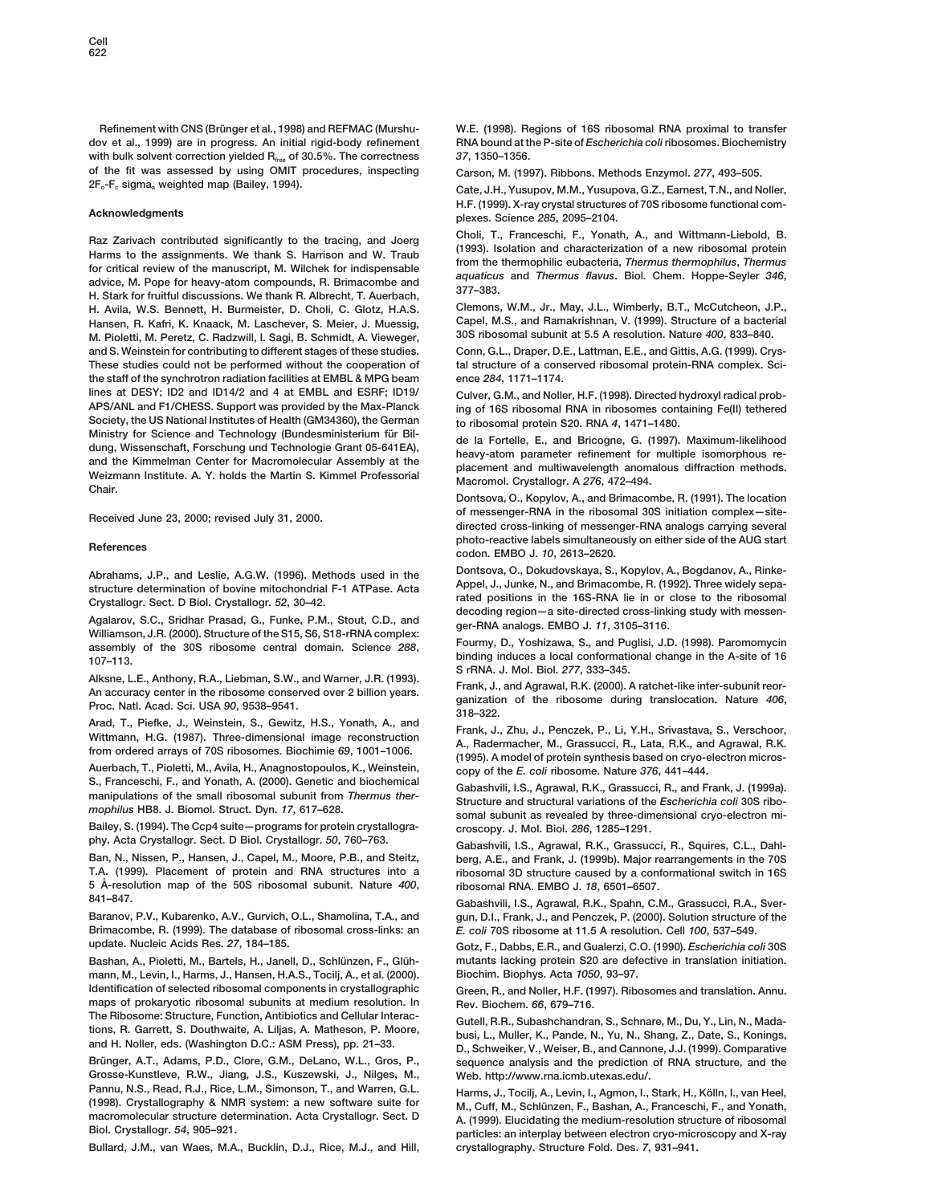Refinement with CNS (Brünger et al., 1998) and REFMAC (Murshudov et al., 1999) are in progress. An initial rigid-body refinement with bulk solvent correction yielded $R_{free}$ of 30.5%. The correctness of the fit was assessed by using OMIT procedures, inspecting $2F_o$-$F_c$ $\text{sigma}_a$ weighted map (Bailey, 1994).

## Acknowledgments

Raz Zarivach contributed significantly to the tracing, and Joerg Harms to the assignments. We thank S. Harrison and W. Traub for critical review of the manuscript, M. Wilchek for indispensable advice, M. Pope for heavy-atom compounds, R. Brimacombe and H. Stark for fruitful discussions. We thank R. Albrecht, T. Auerbach, H. Avila, W.S. Bennett, H. Burmeister, D. Choli, C. Glotz, H.A.S. Hansen, R. Kafri, K. Knaack, M. Laschever, S. Meier, J. Muessig, M. Pioletti, M. Peretz, C. Radzwill, I. Sagi, B. Schmidt, A. Viewegver and S. Weinstein for contributing to different stages of these studies. These studies could not be performed without the cooperation of the staff of the synchrotron radiation facilities at EMBL & MPG beam lines at DESY; ID2 and ID14/2 and 4 at EMBL and ESRF; ID19/APS/ANL and F1/CHESS. Support was provided by the Max-Planck Society, the US National Institutes of Health (GM34360), the German Ministry for Science and Technology (Bundesministerium für Bildung, Wissenschaft, Forschung und Technologie Grant 05-641EA), and the Kimmelman Center for Macromolecular Assembly at the Weizmann Institute. A. Y. holds the Martin S. Kimmel Professorial Chair.

Received June 23, 2000; revised July 31, 2000.

## References

Abrahams, J.P., and Leslie, A.G.W. (1996). Methods used in the structure determination of bovine mitochondrial F-1 ATPase. Acta Crystallogr. Sect. D Biol. Crystallogr. *52*, 30–42.

Agalarov, S.C., Sridhar Prasad, G., Funke, P.M., Stout, C.D., and Williamson, J.R. (2000). Structure of the S15, S6, S18-rRNA complex: assembly of the 30S ribosome central domain. Science *288*, 107–113.

Alksne, L.E., Anthony, R.A., Liebman, S.W., and Warner, J.R. (1993). An accuracy center in the ribosome conserved over 2 billion years. Proc. Natl. Acad. Sci. USA *90*, 9538–9541.

Arad, T., Piefke, J., Weinstein, S., Gewitz, H.S., Yonath, A., and Wittmann, H.G. (1987). Three-dimensional image reconstruction from ordered arrays of 70S ribosomes. Biochimie *69*, 1001–1006.

Auerbach, T., Pioletti, M., Avila, H., Anagnostopoulos, K., Weinstein, S., Franceschi, F., and Yonath, A. (2000). Genetic and biochemical manipulations of the small ribosomal subunit from *Thermus thermophilus* HB8. J. Biomol. Struct. Dyn. *17*, 617–628.

Bailey, S. (1994). The Ccp4 suite—programs for protein crystallography. Acta Crystallogr. Sect. D Biol. Crystallogr. *50*, 760–763.

Ban, N., Nissen, P., Hansen, J., Capel, M., Moore, P.B., and Steitz, T.A. (1999). Placement of protein and RNA structures into a 5 Å-resolution map of the 50S ribosomal subunit. Nature *400*, 841–847.

Baranov, P.V., Kubarenko, A.V., Gurvich, O.L., Shamolina, T.A., and Brimacombe, R. (1999). The database of ribosomal cross-links: an update. Nucleic Acids Res. *27*, 184–185.

Bashan, A., Pioletti, M., Bartels, H., Janell, D., Schlünzen, F., Glühmann, M., Levin, I., Harms, J., Hansen, H.A.S., Tocilj, A., et al. (2000). Identification of selected ribosomal components in crystallographic maps of prokaryotic ribosomal subunits at medium resolution. In The Ribosome: Structure, Function, Antibiotics and Cellular Interactions, R. Garrett, S. Douthwaite, A. Liljas, A. Matheson, P. Moore, and H. Noller, eds. (Washington D.C.: ASM Press), pp. 21–33.

Brünger, A.T., Adams, P.D., Clore, G.M., DeLano, W.L., Gros, P., Grosse-Kunstleve, R.W., Jiang, J.S., Kuszewski, J., Nilges, M., Pannu, N.S., Read, R.J., Rice, L.M., Simonson, T., and Warren, G.L. (1998). Crystallography & NMR system: a new software suite for macromolecular structure determination. Acta Crystallogr. Sect. D Biol. Crystallogr. *54*, 905–921.

Bullard, J.M., van Waes, M.A., Bucklin, D.J., Rice, M.J., and Hill, W.E. (1998). Regions of 16S ribosomal RNA proximal to transfer RNA bound at the P-site of *Escherichia coli* ribosomes. Biochemistry *37*, 1350–1356.

Carson, M. (1997). Ribbons. Methods Enzymol. *277*, 493–505.

Cate, J.H., Yusupov, M.M., Yusupova, G.Z., Earnest, T.N., and Noller, H.F. (1999). X-ray crystal structures of 70S ribosome functional complexes. Science *285*, 2095–2104.

Choli, T., Franceschi, F., Yonath, A., and Wittmann-Liebold, B. (1993). Isolation and characterization of a new ribosomal protein from the thermophilic eubacteria, *Thermus thermophilus*, *Thermus aquaticus* and *Thermus flavus*. Biol. Chem. Hoppe-Seyler *346*, 377–383.

Clemons, W.M., Jr., May, J.L., Wimberly, B.T., McCutcheon, J.P., Capel, M.S., and Ramakrishnan, V. (1999). Structure of a bacterial 30S ribosomal subunit at 5.5 A resolution. Nature *400*, 833–840.

Conn, G.L., Draper, D.E., Lattman, E.E., and Gittis, A.G. (1999). Crystal structure of a conserved ribosomal protein-RNA complex. Science *284*, 1171–1174.

Culver, G.M., and Noller, H.F. (1998). Directed hydroxyl radical probing of 16S ribosomal RNA in ribosomes containing Fe(II) tethered to ribosomal protein S20. RNA *4*, 1471–1480.

de la Fortelle, E., and Bricogne, G. (1997). Maximum-likelihood heavy-atom parameter refinement for multiple isomorphous replacement and multiwavelength anomalous diffraction methods. Macromol. Crystallogr. A *276*, 472–494.

Dontsova, O., Kopylov, A., and Brimacombe, R. (1991). The location of messenger-RNA in the ribosomal 30S initiation complex—site-directed cross-linking of messenger-RNA analogs carrying several photo-reactive labels simultaneously on either side of the AUG start codon. EMBO J. *10*, 2613–2620.

Dontsova, O., Dokudovskaya, S., Kopylov, A., Bogdanov, A., Rinke-Appel, J., Junke, N., and Brimacombe, R. (1992). Three widely separated positions in the 16S-RNA lie in or close to the ribosomal decoding region—a site-directed cross-linking study with messenger-RNA analogs. EMBO J. *11*, 3105–3116.

Fourmy, D., Yoshizawa, S., and Puglisi, J.D. (1998). Paromomycin binding induces a local conformational change in the A-site of 16 S rRNA. J. Mol. Biol. *277*, 333–345.

Frank, J., and Agrawal, R.K. (2000). A ratchet-like inter-subunit reorganization of the ribosome during translocation. Nature *406*, 318–322.

Frank, J., Zhu, J., Penczek, P., Li, Y.H., Srivastava, S., Verschoor, A., Radermacher, M., Grassucci, R., Lata, R.K., and Agrawal, R.K. (1995). A model of protein synthesis based on cryo-electron microscopy of the *E. coli* ribosome. Nature *376*, 441–444.

Gabashvili, I.S., Agrawal, R.K., Grassucci, R., and Frank, J. (1999a). Structure and structural variations of the *Escherichia coli* 30S ribosomal subunit as revealed by three-dimensional cryo-electron microscopy. J. Mol. Biol. *286*, 1285–1291.

Gabashvili, I.S., Agrawal, R.K., Grassucci, R., Squires, C.L., Dahlberg, A.E., and Frank, J. (1999b). Major rearrangements in the 70S ribosomal 3D structure caused by a conformational switch in 16S ribosomal RNA. EMBO J. *18*, 6501–6507.

Gabashvili, I.S., Agrawal, R.K., Spahn, C.M., Grassucci, R.A., Svergun, D.I., Frank, J., and Penczek, P. (2000). Solution structure of the *E. coli* 70S ribosome at 11.5 A resolution. Cell *100*, 537–549.

Gotz, F., Dabbs, E.R., and Gualerzi, C.O. (1990). *Escherichia coli* 30S mutants lacking protein S20 are defective in translation initiation. Biochim. Biophys. Acta *1050*, 93–97.

Green, R., and Noller, H.F. (1997). Ribosomes and translation. Annu. Rev. Biochem. *66*, 679–716.

Gutell, R.R., Subashchandran, S., Schnare, M., Du, Y., Lin, N., Madabusi, L., Muller, K., Pande, N., Yu, N., Shang, Z., Date, S., Konings, D., Schweiker, V., Weiser, B., and Cannone, J.J. (1999). Comparative sequence analysis and the prediction of RNA structure, and the Web. http://www.rna.icmb.utexas.edu/.

Harms, J., Tocilj, A., Levin, I., Agmon, I., Stark, H., Kölln, I., van Heel, M., Cuff, M., Schlünzen, F., Bashan, A., Franceschi, F., and Yonath, A. (1999). Elucidating the medium-resolution structure of ribosomal particles: an interplay between electron cryo-microscopy and X-ray crystallography. Structure Fold. Des. *7*, 931–941.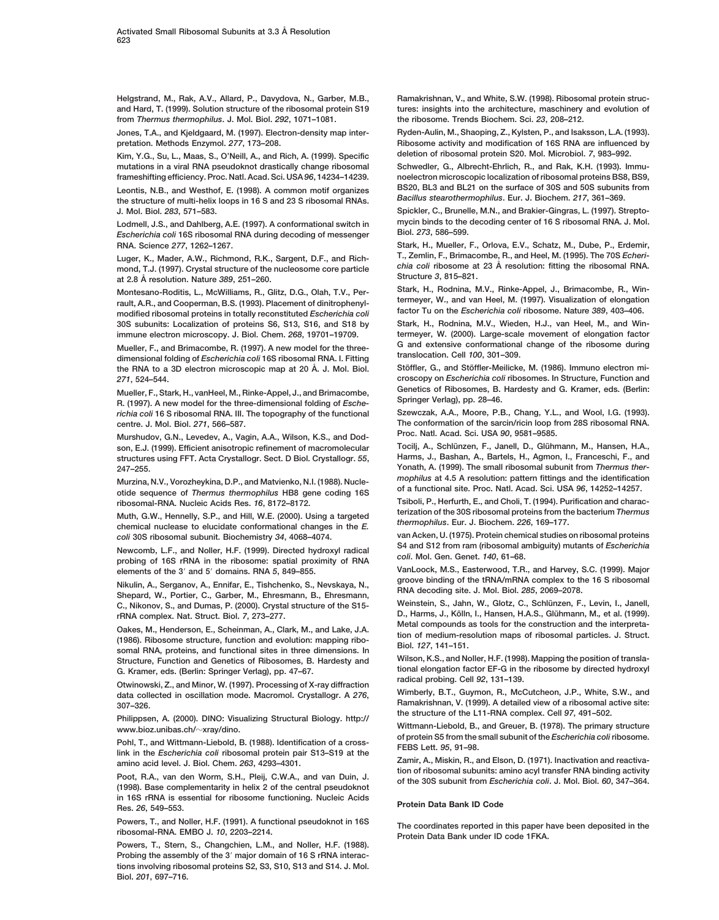Helgstrand, M., Rak, A.V., Allard, P., Davydova, N., Garber, M.B., and Hard, T. (1999). Solution structure of the ribosomal protein S19 from *Thermus thermophilus*. J. Mol. Biol. *292*, 1071–1081.

Jones, T.A., and Kjeldgaard, M. (1997). Electron-density map interpretation. Methods Enzymol. *277*, 173–208.

Kim, Y.G., Su, L., Maas, S., O'Neill, A., and Rich, A. (1999). Specific mutations in a viral RNA pseudoknot drastically change ribosomal frameshifting efficiency. Proc. Natl. Acad. Sci. USA *96*, 14234–14239.

Leontis, N.B., and Westhof, E. (1998). A common motif organizes the structure of multi-helix loops in 16 S and 23 S ribosomal RNAs. J. Mol. Biol. *283*, 571–583.

Lodmell, J.S., and Dahlberg, A.E. (1997). A conformational switch in *Escherichia coli* 16S ribosomal RNA during decoding of messenger RNA. Science *277*, 1262–1267.

Luger, K., Mader, A.W., Richmond, R.K., Sargent, D.F., and Richmond, T.J. (1997). Crystal structure of the nucleosome core particle at 2.8 Å resolution. Nature *389*, 251–260.

Montesano-Roditis, L., McWilliams, R., Glitz, D.G., Olah, T.V., Perrault, A.R., and Cooperman, B.S. (1993). Placement of dinitrophenyl-modified ribosomal proteins in totally reconstituted *Escherichia coli* 30S subunits: Localization of proteins S6, S13, S16, and S18 by immune electron microscopy. J. Biol. Chem. *268*, 19701–19709.

Mueller, F., and Brimacombe, R. (1997). A new model for the three-dimensional folding of *Escherichia coli* 16S ribosomal RNA. I. Fitting the RNA to a 3D electron microscopic map at 20 Å. J. Mol. Biol. *271*, 524–544.

Mueller, F., Stark, H., vanHeel, M., Rinke-Appel, J., and Brimacombe, R. (1997). A new model for the three-dimensional folding of *Escherichia coli* 16 S ribosomal RNA. III. The topography of the functional centre. J. Mol. Biol. *271*, 566–587.

Murshudov, G.N., Levedev, A., Vagin, A.A., Wilson, K.S., and Dodson, E.J. (1999). Efficient anisotropic refinement of macromolecular structures using FFT. Acta Crystallogr. Sect. D Biol. Crystallogr. *55*, 247–255.

Murzina, N.V., Vorozheykina, D.P., and Matvienko, N.I. (1988). Nucleotide sequence of *Thermus thermophilus* HB8 gene coding 16S ribosomal-RNA. Nucleic Acids Res. *16*, 8172–8172.

Muth, G.W., Hennelly, S.P., and Hill, W.E. (2000). Using a targeted chemical nuclease to elucidate conformational changes in the *E. coli* 30S ribosomal subunit. Biochemistry *34*, 4068–4074.

Newcomb, L.F., and Noller, H.F. (1999). Directed hydroxyl radical probing of 16S rRNA in the ribosome: spatial proximity of RNA elements of the 3′ and 5′ domains. RNA *5*, 849–855.

Nikulin, A., Serganov, A., Ennifar, E., Tishchenko, S., Nevskaya, N., Shepard, W., Portier, C., Garber, M., Ehresmann, B., Ehresmann, C., Nikonov, S., and Dumas, P. (2000). Crystal structure of the S15-rRNA complex. Nat. Struct. Biol. *7*, 273–277.

Oakes, M., Henderson, E., Scheinman, A., Clark, M., and Lake, J.A. (1986). Ribosome structure, function and evolution: mapping ribosomal RNA, proteins, and functional sites in three dimensions. In Structure, Function and Genetics of Ribosomes, B. Hardesty and G. Kramer, eds. (Berlin: Springer Verlag), pp. 47–67.

Otwinowski, Z., and Minor, W. (1997). Processing of X-ray diffraction data collected in oscillation mode. Macromol. Crystallogr. A *276*, 307–326.

Philippsen, A. (2000). DINO: Visualizing Structural Biology. http://www.bioz.unibas.ch/∼xray/dino.

Pohl, T., and Wittmann-Liebold, B. (1988). Identification of a cross-link in the *Escherichia coli* ribosomal protein pair S13–S19 at the amino acid level. J. Biol. Chem. *263*, 4293–4301.

Poot, R.A., van den Worm, S.H., Pleij, C.W.A., and van Duin, J. (1998). Base complementarity in helix 2 of the central pseudoknot in 16S rRNA is essential for ribosome functioning. Nucleic Acids Res. *26*, 549–553.

Powers, T., and Noller, H.F. (1991). A functional pseudoknot in 16S ribosomal-RNA. EMBO J. *10*, 2203–2214.

Powers, T., Stern, S., Changchien, L.M., and Noller, H.F. (1988). Probing the assembly of the 3′ major domain of 16 S rRNA interactions involving ribosomal proteins S2, S3, S10, S13 and S14. J. Mol. Biol. *201*, 697–716.

Ramakrishnan, V., and White, S.W. (1998). Ribosomal protein structures: insights into the architecture, maschinery and evolution of the ribosome. Trends Biochem. Sci. *23*, 208–212.

Ryden-Aulin, M., Shaoping, Z., Kylsten, P., and Isaksson, L.A. (1993). Ribosome activity and modification of 16S RNA are influenced by deletion of ribosomal protein S20. Mol. Microbiol. *7*, 983–992.

Schwedler, G., Albrecht-Ehrlich, R., and Rak, K.H. (1993). Immunoelectron microscopic localization of ribosomal proteins BS8, BS9, BS20, BL3 and BL21 on the surface of 30S and 50S subunits from *Bacillus stearothermophilus*. Eur. J. Biochem. *217*, 361–369.

Spickler, C., Brunelle, M.N., and Brakier-Gingras, L. (1997). Streptomycin binds to the decoding center of 16 S ribosomal RNA. J. Mol. Biol. *273*, 586–599.

Stark, H., Mueller, F., Orlova, E.V., Schatz, M., Dube, P., Erdemir, T., Zemlin, F., Brimacombe, R., and Heel, M. (1995). The 70S *Escherichia coli* ribosome at 23 Å resolution: fitting the ribosomal RNA. Structure *3*, 815–821.

Stark, H., Rodnina, M.V., Rinke-Appel, J., Brimacombe, R., Wintermeyer, W., and van Heel, M. (1997). Visualization of elongation factor Tu on the *Escherichia coli* ribosome. Nature *389*, 403–406.

Stark, H., Rodnina, M.V., Wieden, H.J., van Heel, M., and Wintermeyer, W. (2000). Large-scale movement of elongation factor G and extensive conformational change of the ribosome during translocation. Cell *100*, 301–309.

Stöffler, G., and Stöffler-Meilicke, M. (1986). Immuno electron microscopy on *Escherichia coli* ribosomes. In Structure, Function and Genetics of Ribosomes, B. Hardesty and G. Kramer, eds. (Berlin: Springer Verlag), pp. 28–46.

Szewczak, A.A., Moore, P.B., Chang, Y.L., and Wool, I.G. (1993). The conformation of the sarcin/ricin loop from 28S ribosomal RNA. Proc. Natl. Acad. Sci. USA *90*, 9581–9585.

Tocilj, A., Schlünzen, F., Janell, D., Glühmann, M., Hansen, H.A., Harms, J., Bashan, A., Bartels, H., Agmon, I., Franceschi, F., and Yonath, A. (1999). The small ribosomal subunit from *Thermus thermophilus* at 4.5 A resolution: pattern fittings and the identification of a functional site. Proc. Natl. Acad. Sci. USA *96*, 14252–14257.

Tsiboli, P., Herfurth, E., and Choli, T. (1994). Purification and characterization of the 30S ribosomal proteins from the bacterium *Thermus thermophilus*. Eur. J. Biochem. *226*, 169–177.

van Acken, U. (1975). Protein chemical studies on ribosomal proteins S4 and S12 from ram (ribosomal ambiguity) mutants of *Escherichia coli*. Mol. Gen. Genet. *140*, 61–68.

VanLoock, M.S., Easterwood, T.R., and Harvey, S.C. (1999). Major groove binding of the tRNA/mRNA complex to the 16 S ribosomal RNA decoding site. J. Mol. Biol. *285*, 2069–2078.

Weinstein, S., Jahn, W., Glotz, C., Schlünzen, F., Levin, I., Janell, D., Harms, J., Kölln, I., Hansen, H.A.S., Glühmann, M., et al. (1999). Metal compounds as tools for the construction and the interpretation of medium-resolution maps of ribosomal particles. J. Struct. Biol. *127*, 141–151.

Wilson, K.S., and Noller, H.F. (1998). Mapping the position of translational elongation factor EF-G in the ribosome by directed hydroxyl radical probing. Cell *92*, 131–139.

Wimberly, B.T., Guymon, R., McCutcheon, J.P., White, S.W., and Ramakrishnan, V. (1999). A detailed view of a ribosomal active site: the structure of the L11-RNA complex. Cell *97*, 491–502.

Wittmann-Liebold, B., and Greuer, B. (1978). The primary structure of protein S5 from the small subunit of the *Escherichia coli* ribosome. FEBS Lett. *95*, 91–98.

Zamir, A., Miskin, R., and Elson, D. (1971). Inactivation and reactivation of ribosomal subunits: amino acyl transfer RNA binding activity of the 30S subunit from *Escherichia coli*. J. Mol. Biol. *60*, 347–364.

## Protein Data Bank ID Code

The coordinates reported in this paper have been deposited in the Protein Data Bank under ID code 1FKA.